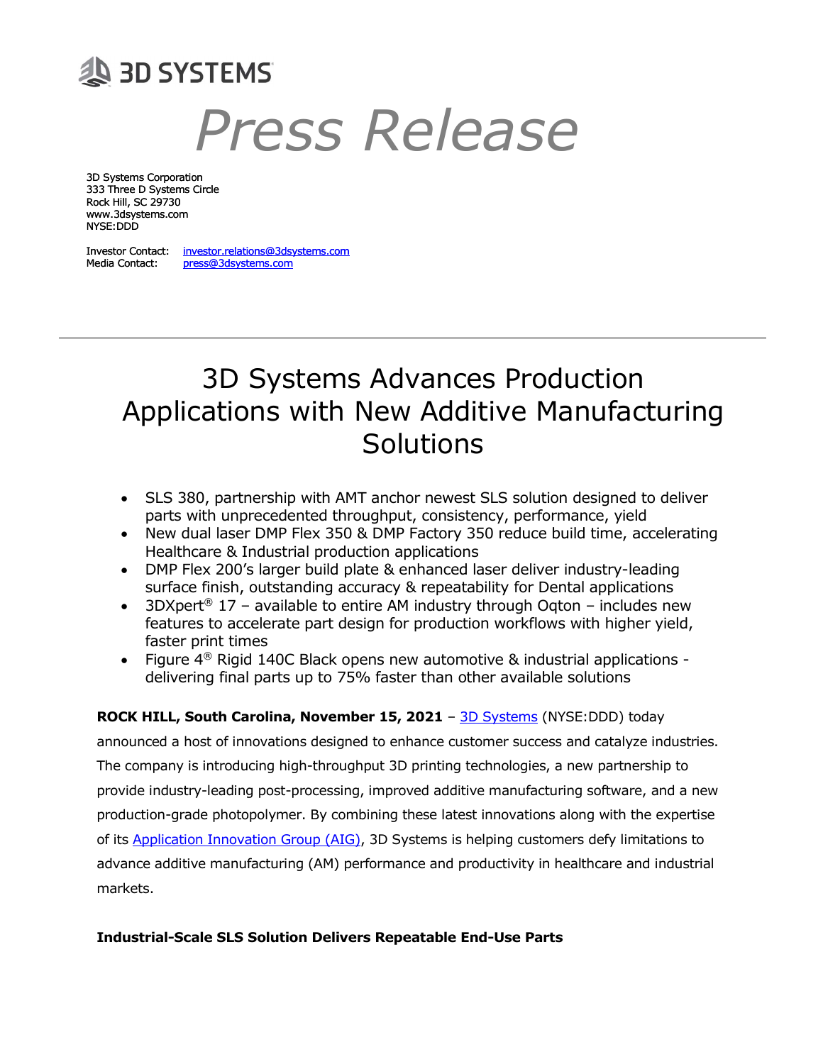3D SYSTEMS

# Press Release

3D Systems Corporation
333 Three D Systems Circle
Rock Hill, SC 29730
www.3dsystems.com
NYSE:DDD

Investor Contact: investor.relations@3dsystems.com
Media Contact: press@3dsystems.com

---

# 3D Systems Advances Production Applications with New Additive Manufacturing Solutions

- SLS 380, partnership with AMT anchor newest SLS solution designed to deliver parts with unprecedented throughput, consistency, performance, yield
- New dual laser DMP Flex 350 & DMP Factory 350 reduce build time, accelerating Healthcare & Industrial production applications
- DMP Flex 200's larger build plate & enhanced laser deliver industry-leading surface finish, outstanding accuracy & repeatability for Dental applications
- 3DXpert® 17 – available to entire AM industry through Oqton – includes new features to accelerate part design for production workflows with higher yield, faster print times
- Figure 4® Rigid 140C Black opens new automotive & industrial applications - delivering final parts up to 75% faster than other available solutions

**ROCK HILL, South Carolina, November 15, 2021** – 3D Systems (NYSE:DDD) today announced a host of innovations designed to enhance customer success and catalyze industries. The company is introducing high-throughput 3D printing technologies, a new partnership to provide industry-leading post-processing, improved additive manufacturing software, and a new production-grade photopolymer. By combining these latest innovations along with the expertise of its Application Innovation Group (AIG), 3D Systems is helping customers defy limitations to advance additive manufacturing (AM) performance and productivity in healthcare and industrial markets.

**Industrial-Scale SLS Solution Delivers Repeatable End-Use Parts**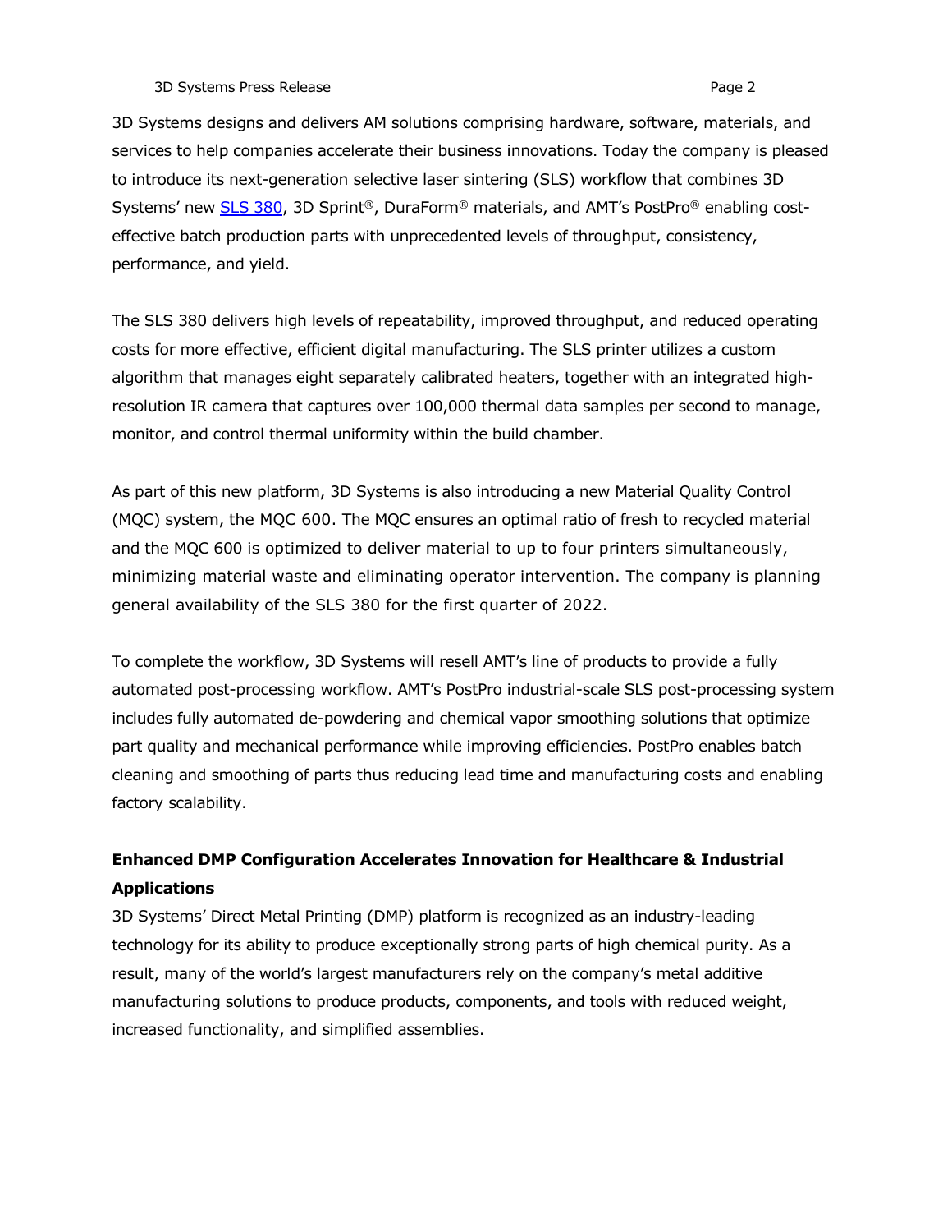3D Systems designs and delivers AM solutions comprising hardware, software, materials, and services to help companies accelerate their business innovations. Today the company is pleased to introduce its next-generation selective laser sintering (SLS) workflow that combines 3D Systems' new SLS 380, 3D Sprint®, DuraForm® materials, and AMT's PostPro® enabling cost-effective batch production parts with unprecedented levels of throughput, consistency, performance, and yield.

The SLS 380 delivers high levels of repeatability, improved throughput, and reduced operating costs for more effective, efficient digital manufacturing. The SLS printer utilizes a custom algorithm that manages eight separately calibrated heaters, together with an integrated high-resolution IR camera that captures over 100,000 thermal data samples per second to manage, monitor, and control thermal uniformity within the build chamber.

As part of this new platform, 3D Systems is also introducing a new Material Quality Control (MQC) system, the MQC 600. The MQC ensures an optimal ratio of fresh to recycled material and the MQC 600 is optimized to deliver material to up to four printers simultaneously, minimizing material waste and eliminating operator intervention. The company is planning general availability of the SLS 380 for the first quarter of 2022.

To complete the workflow, 3D Systems will resell AMT's line of products to provide a fully automated post-processing workflow. AMT's PostPro industrial-scale SLS post-processing system includes fully automated de-powdering and chemical vapor smoothing solutions that optimize part quality and mechanical performance while improving efficiencies. PostPro enables batch cleaning and smoothing of parts thus reducing lead time and manufacturing costs and enabling factory scalability.

**Enhanced DMP Configuration Accelerates Innovation for Healthcare & Industrial Applications**

3D Systems' Direct Metal Printing (DMP) platform is recognized as an industry-leading technology for its ability to produce exceptionally strong parts of high chemical purity. As a result, many of the world's largest manufacturers rely on the company's metal additive manufacturing solutions to produce products, components, and tools with reduced weight, increased functionality, and simplified assemblies.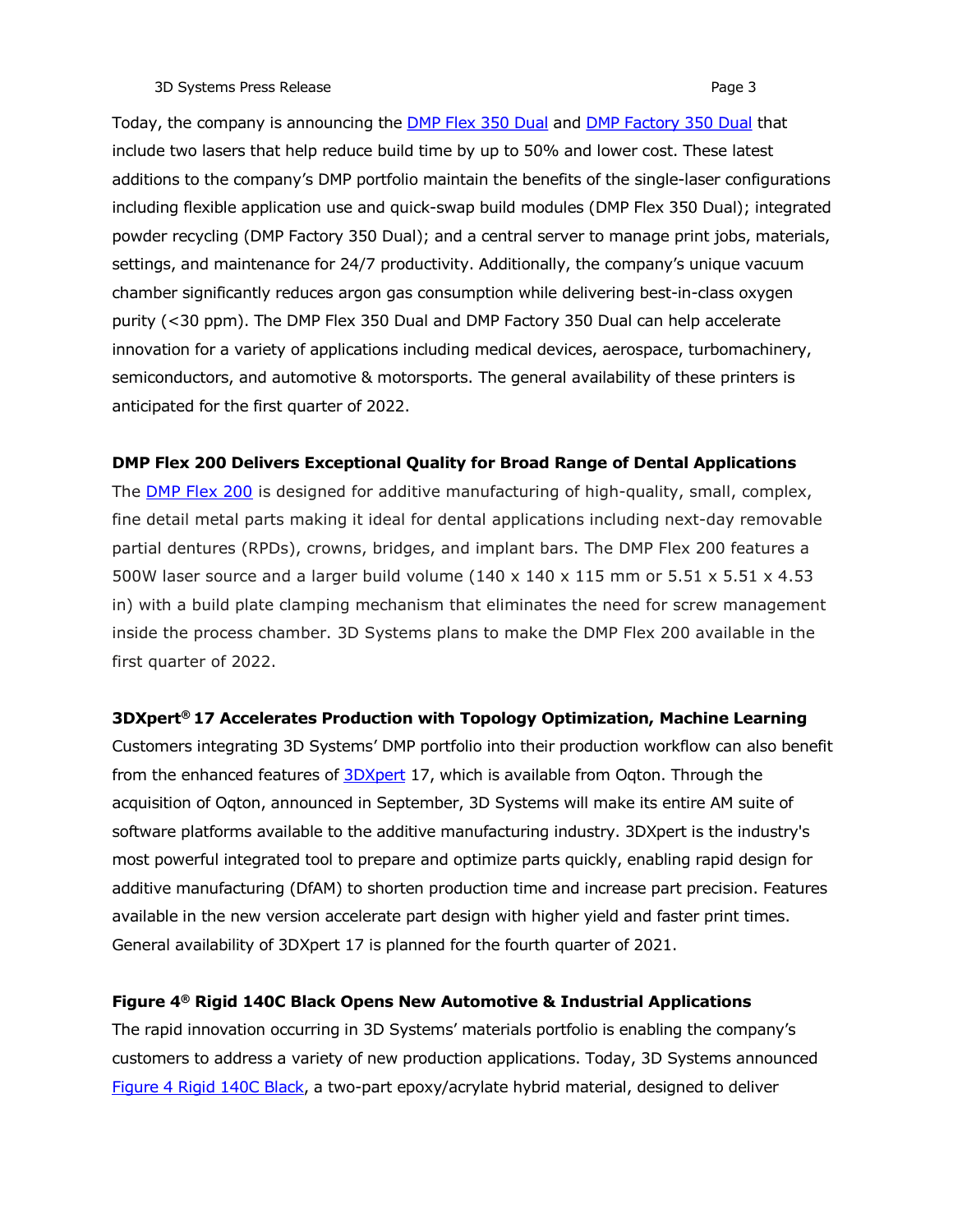Today, the company is announcing the DMP Flex 350 Dual and DMP Factory 350 Dual that include two lasers that help reduce build time by up to 50% and lower cost. These latest additions to the company's DMP portfolio maintain the benefits of the single-laser configurations including flexible application use and quick-swap build modules (DMP Flex 350 Dual); integrated powder recycling (DMP Factory 350 Dual); and a central server to manage print jobs, materials, settings, and maintenance for 24/7 productivity. Additionally, the company's unique vacuum chamber significantly reduces argon gas consumption while delivering best-in-class oxygen purity (<30 ppm). The DMP Flex 350 Dual and DMP Factory 350 Dual can help accelerate innovation for a variety of applications including medical devices, aerospace, turbomachinery, semiconductors, and automotive & motorsports. The general availability of these printers is anticipated for the first quarter of 2022.

**DMP Flex 200 Delivers Exceptional Quality for Broad Range of Dental Applications**

The DMP Flex 200 is designed for additive manufacturing of high-quality, small, complex, fine detail metal parts making it ideal for dental applications including next-day removable partial dentures (RPDs), crowns, bridges, and implant bars. The DMP Flex 200 features a 500W laser source and a larger build volume (140 x 140 x 115 mm or 5.51 x 5.51 x 4.53 in) with a build plate clamping mechanism that eliminates the need for screw management inside the process chamber. 3D Systems plans to make the DMP Flex 200 available in the first quarter of 2022.

**3DXpert® 17 Accelerates Production with Topology Optimization, Machine Learning**

Customers integrating 3D Systems' DMP portfolio into their production workflow can also benefit from the enhanced features of 3DXpert 17, which is available from Oqton. Through the acquisition of Oqton, announced in September, 3D Systems will make its entire AM suite of software platforms available to the additive manufacturing industry. 3DXpert is the industry's most powerful integrated tool to prepare and optimize parts quickly, enabling rapid design for additive manufacturing (DfAM) to shorten production time and increase part precision. Features available in the new version accelerate part design with higher yield and faster print times. General availability of 3DXpert 17 is planned for the fourth quarter of 2021.

**Figure 4® Rigid 140C Black Opens New Automotive & Industrial Applications**

The rapid innovation occurring in 3D Systems' materials portfolio is enabling the company's customers to address a variety of new production applications. Today, 3D Systems announced Figure 4 Rigid 140C Black, a two-part epoxy/acrylate hybrid material, designed to deliver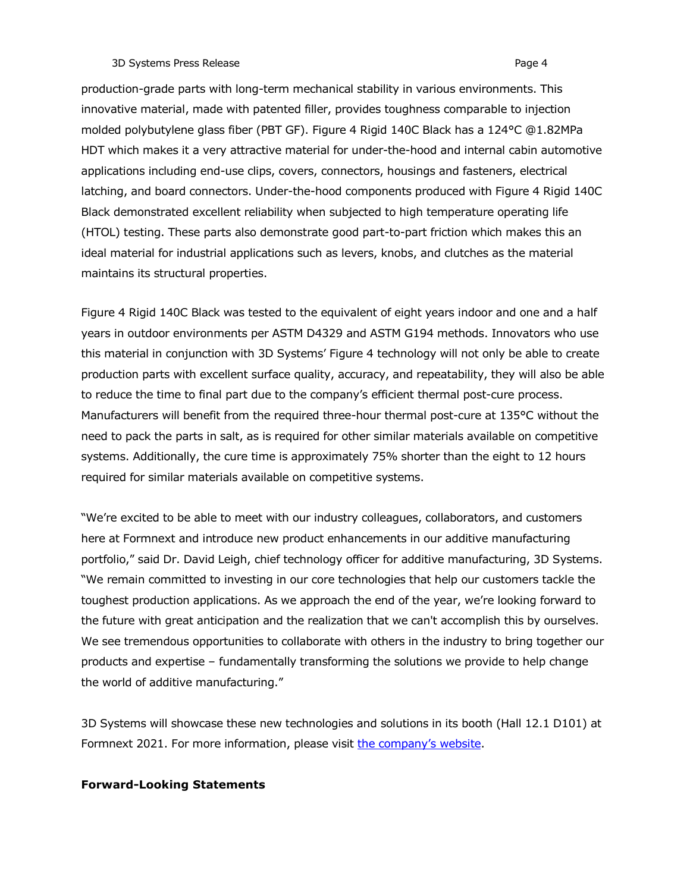production-grade parts with long-term mechanical stability in various environments. This innovative material, made with patented filler, provides toughness comparable to injection molded polybutylene glass fiber (PBT GF). Figure 4 Rigid 140C Black has a 124°C @1.82MPa HDT which makes it a very attractive material for under-the-hood and internal cabin automotive applications including end-use clips, covers, connectors, housings and fasteners, electrical latching, and board connectors. Under-the-hood components produced with Figure 4 Rigid 140C Black demonstrated excellent reliability when subjected to high temperature operating life (HTOL) testing. These parts also demonstrate good part-to-part friction which makes this an ideal material for industrial applications such as levers, knobs, and clutches as the material maintains its structural properties.

Figure 4 Rigid 140C Black was tested to the equivalent of eight years indoor and one and a half years in outdoor environments per ASTM D4329 and ASTM G194 methods. Innovators who use this material in conjunction with 3D Systems' Figure 4 technology will not only be able to create production parts with excellent surface quality, accuracy, and repeatability, they will also be able to reduce the time to final part due to the company's efficient thermal post-cure process. Manufacturers will benefit from the required three-hour thermal post-cure at 135°C without the need to pack the parts in salt, as is required for other similar materials available on competitive systems. Additionally, the cure time is approximately 75% shorter than the eight to 12 hours required for similar materials available on competitive systems.

"We're excited to be able to meet with our industry colleagues, collaborators, and customers here at Formnext and introduce new product enhancements in our additive manufacturing portfolio," said Dr. David Leigh, chief technology officer for additive manufacturing, 3D Systems. "We remain committed to investing in our core technologies that help our customers tackle the toughest production applications. As we approach the end of the year, we're looking forward to the future with great anticipation and the realization that we can't accomplish this by ourselves. We see tremendous opportunities to collaborate with others in the industry to bring together our products and expertise – fundamentally transforming the solutions we provide to help change the world of additive manufacturing."

3D Systems will showcase these new technologies and solutions in its booth (Hall 12.1 D101) at Formnext 2021. For more information, please visit the company's website.

**Forward-Looking Statements**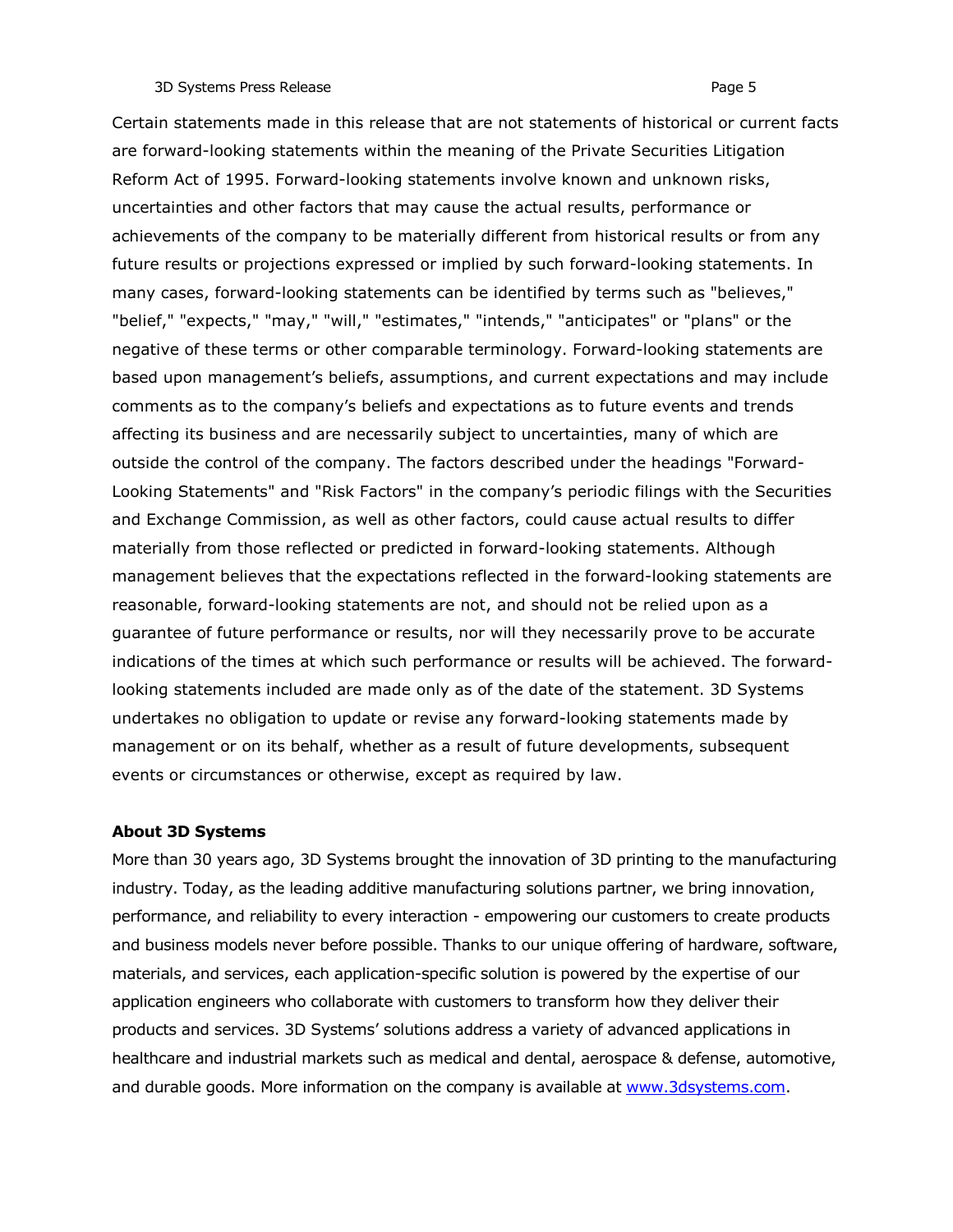Certain statements made in this release that are not statements of historical or current facts are forward-looking statements within the meaning of the Private Securities Litigation Reform Act of 1995. Forward-looking statements involve known and unknown risks, uncertainties and other factors that may cause the actual results, performance or achievements of the company to be materially different from historical results or from any future results or projections expressed or implied by such forward-looking statements. In many cases, forward-looking statements can be identified by terms such as "believes," "belief," "expects," "may," "will," "estimates," "intends," "anticipates" or "plans" or the negative of these terms or other comparable terminology. Forward-looking statements are based upon management's beliefs, assumptions, and current expectations and may include comments as to the company's beliefs and expectations as to future events and trends affecting its business and are necessarily subject to uncertainties, many of which are outside the control of the company. The factors described under the headings "Forward-Looking Statements" and "Risk Factors" in the company's periodic filings with the Securities and Exchange Commission, as well as other factors, could cause actual results to differ materially from those reflected or predicted in forward-looking statements. Although management believes that the expectations reflected in the forward-looking statements are reasonable, forward-looking statements are not, and should not be relied upon as a guarantee of future performance or results, nor will they necessarily prove to be accurate indications of the times at which such performance or results will be achieved. The forward-looking statements included are made only as of the date of the statement. 3D Systems undertakes no obligation to update or revise any forward-looking statements made by management or on its behalf, whether as a result of future developments, subsequent events or circumstances or otherwise, except as required by law.

**About 3D Systems**

More than 30 years ago, 3D Systems brought the innovation of 3D printing to the manufacturing industry. Today, as the leading additive manufacturing solutions partner, we bring innovation, performance, and reliability to every interaction - empowering our customers to create products and business models never before possible. Thanks to our unique offering of hardware, software, materials, and services, each application-specific solution is powered by the expertise of our application engineers who collaborate with customers to transform how they deliver their products and services. 3D Systems' solutions address a variety of advanced applications in healthcare and industrial markets such as medical and dental, aerospace & defense, automotive, and durable goods. More information on the company is available at [www.3dsystems.com](http://www.3dsystems.com).